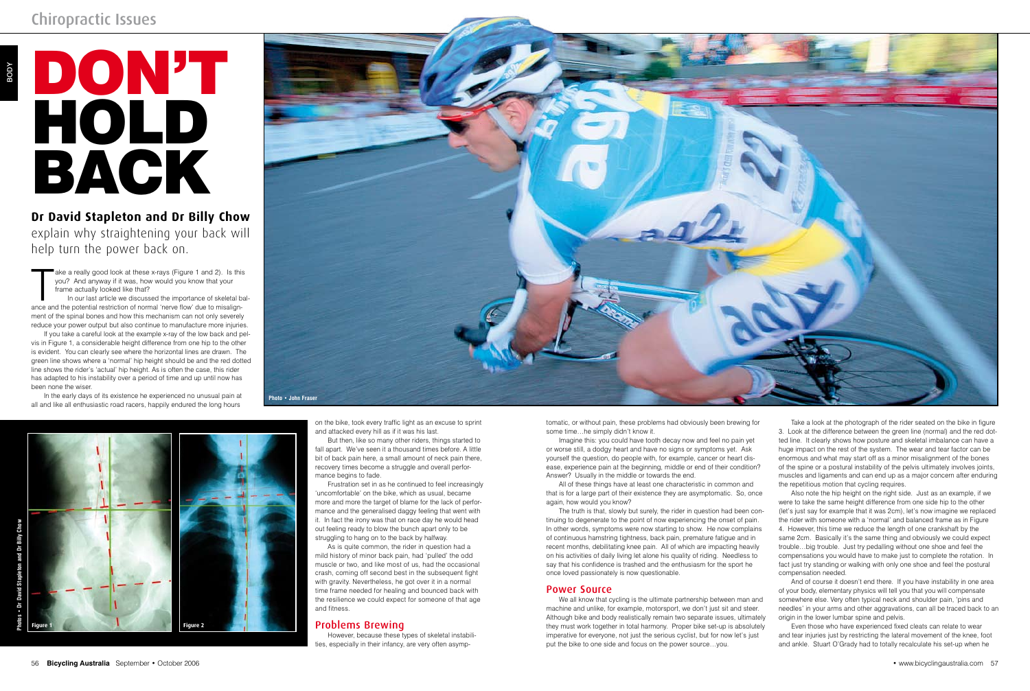# DON'T HOLD BACK

**Dr David Stapleton and Dr Billy Chow** explain why straightening your back will help turn the power back on.

Take a really good look at these x-rays (Figure 1 and 2). Is this you? And anyway if it was, how would you know that your frame actually looked like that?

In our last article we discussed the importance of skeletal balance and the potential restriction of normal 'nerve flow' due to misalignment of the spinal bones and how this mechanism can not only severely reduce your power output but also continue to manufacture more injuries.

If you take a careful look at the example x-ray of the low back and pelvis in Figure 1, a considerable height difference from one hip to the other is evident. You can clearly see where the horizontal lines are drawn. The green line shows where a 'normal' hip height should be and the red dotted line shows the rider's 'actual' hip height. As is often the case, this rider has adapted to his instability over a period of time and up until now has been none the wiser.

In the early days of its existence he experienced no unusual pain at all and like all enthusiastic road racers, happily endured the long hours on the bike, took every traffic light as an excuse to sprint and attacked every hill as if it was his last.

But then, like so many other riders, things started to fall apart. We've seen it a thousand times before. A little bit of back pain here, a small amount of neck pain there, recovery times become a struggle and overall performance begins to fade.

Frustration set in as he continued to feel increasingly 'uncomfortable' on the bike, which as usual, became more and more the target of blame for the lack of performance and the generalised daggy feeling that went with it. In fact the irony was that on race day he would head out feeling ready to blow the bunch apart only to be struggling to hang on to the back by halfway.

As is quite common, the rider in question had a mild history of minor back pain, had 'pulled' the odd muscle or two, and like most of us, had the occasional crash, coming off second best in the subsequent fight with gravity. Nevertheless, he got over it in a normal time frame needed for healing and bounced back with the resilience we could expect for someone of that age and fitness.

## Problems Brewing

However, because these types of skeletal instabilities, especially in their infancy, are very often asymptomatic, or without pain, these problems had obviously been brewing for some time…he simply didn't know it.

Imagine this: you could have tooth decay now and feel no pain yet or worse still, a dodgy heart and have no signs or symptoms yet. Ask yourself the question, do people with, for example, cancer or heart disease, experience pain at the beginning, middle or end of their condition? Answer? Usually in the middle or towards the end.

All of these things have at least one characteristic in common and that is for a large part of their existence they are asymptomatic. So, once again, how would you know?

The truth is that, slowly but surely, the rider in question had been continuing to degenerate to the point of now experiencing the onset of pain. In other words, symptoms were now starting to show. He now complains of continuous hamstring tightness, back pain, premature fatigue and in recent months, debilitating knee pain. All of which are impacting heavily on his activities of daily living let alone his quality of riding. Needless to say that his confidence is trashed and the enthusiasm for the sport he once loved passionately is now questionable.

## Power Source

We all know that cycling is the ultimate partnership between man and machine and unlike, for example, motorsport, we don't just sit and steer. Although bike and body realistically remain two separate issues, ultimately they must work together in total harmony. Proper bike set-up is absolutely imperative for everyone, not just the serious cyclist, but for now let's just put the bike to one side and focus on the power source…you.

Take a look at the photograph of the rider seated on the bike in figure 3. Look at the difference between the green line (normal) and the red dotted line. It clearly shows how posture and skeletal imbalance can have a huge impact on the rest of the system. The wear and tear factor can be enormous and what may start off as a minor misalignment of the bones of the spine or a postural instability of the pelvis ultimately involves joints, muscles and ligaments and can end up as a major concern after enduring the repetitious motion that cycling requires.

Also note the hip height on the right side. Just as an example, if we were to take the same height difference from one side hip to the other (let's just say for example that it was 2cm), let's now imagine we replaced the rider with someone with a 'normal' and balanced frame as in Figure 4. However, this time we reduce the length of one crankshaft by the same 2cm. Basically it's the same thing and obviously we could expect trouble…big trouble. Just try pedalling without one shoe and feel the compensations you would have to make just to complete the rotation. In fact just try standing or walking with only one shoe and feel the postural compensation needed.

And of course it doesn't end there. If you have instability in one area of your body, elementary physics will tell you that you will compensate somewhere else. Very often typical neck and shoulder pain, 'pins and needles' in your arms and other aggravations, can all be traced back to an origin in the lower lumbar spine and pelvis.

Even those who have experienced fixed cleats can relate to wear and tear injuries just by restricting the lateral movement of the knee, foot and ankle. Stuart O'Grady had to totally recalculate his set-up when he

Photo • John Fraser

Figure 1

Figure 2

Photos • Dr David Stapleton and Dr Billy Chow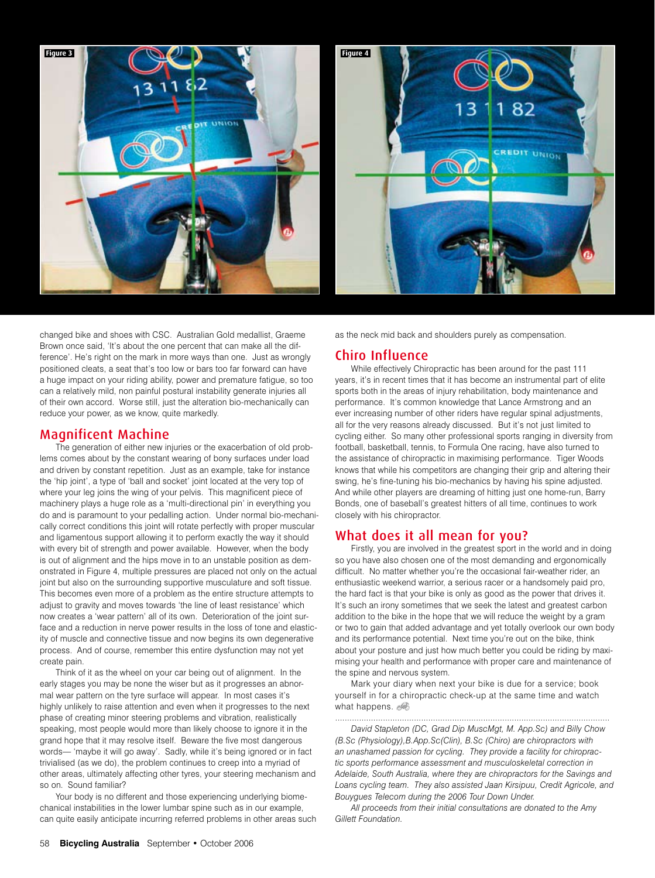Figure 3

Figure 4

changed bike and shoes with CSC. Australian Gold medallist, Graeme Brown once said, 'It's about the one percent that can make all the difference'. He's right on the mark in more ways than one. Just as wrongly positioned cleats, a seat that's too low or bars too far forward can have a huge impact on your riding ability, power and premature fatigue, so too can a relatively mild, non painful postural instability generate injuries all of their own accord. Worse still, just the alteration bio-mechanically can reduce your power, as we know, quite markedly.

## Magnificent Machine

The generation of either new injuries or the exacerbation of old problems comes about by the constant wearing of bony surfaces under load and driven by constant repetition. Just as an example, take for instance the 'hip joint', a type of 'ball and socket' joint located at the very top of where your leg joins the wing of your pelvis. This magnificent piece of machinery plays a huge role as a 'multi-directional pin' in everything you do and is paramount to your pedalling action. Under normal bio-mechanically correct conditions this joint will rotate perfectly with proper muscular and ligamentous support allowing it to perform exactly the way it should with every bit of strength and power available. However, when the body is out of alignment and the hips move in to an unstable position as demonstrated in Figure 4, multiple pressures are placed not only on the actual joint but also on the surrounding supportive musculature and soft tissue. This becomes even more of a problem as the entire structure attempts to adjust to gravity and moves towards 'the line of least resistance' which now creates a 'wear pattern' all of its own. Deterioration of the joint surface and a reduction in nerve power results in the loss of tone and elasticity of muscle and connective tissue and now begins its own degenerative process. And of course, remember this entire dysfunction may not yet create pain.

Think of it as the wheel on your car being out of alignment. In the early stages you may be none the wiser but as it progresses an abnormal wear pattern on the tyre surface will appear. In most cases it's highly unlikely to raise attention and even when it progresses to the next phase of creating minor steering problems and vibration, realistically speaking, most people would more than likely choose to ignore it in the grand hope that it may resolve itself. Beware the five most dangerous words— 'maybe it will go away'. Sadly, while it's being ignored or in fact trivialised (as we do), the problem continues to creep into a myriad of other areas, ultimately affecting other tyres, your steering mechanism and so on. Sound familiar?

Your body is no different and those experiencing underlying biomechanical instabilities in the lower lumbar spine such as in our example, can quite easily anticipate incurring referred problems in other areas such as the neck mid back and shoulders purely as compensation.

## Chiro Influence

While effectively Chiropractic has been around for the past 111 years, it's in recent times that it has become an instrumental part of elite sports both in the areas of injury rehabilitation, body maintenance and performance. It's common knowledge that Lance Armstrong and an ever increasing number of other riders have regular spinal adjustments, all for the very reasons already discussed. But it's not just limited to cycling either. So many other professional sports ranging in diversity from football, basketball, tennis, to Formula One racing, have also turned to the assistance of chiropractic in maximising performance. Tiger Woods knows that while his competitors are changing their grip and altering their swing, he's fine-tuning his bio-mechanics by having his spine adjusted. And while other players are dreaming of hitting just one home-run, Barry Bonds, one of baseball's greatest hitters of all time, continues to work closely with his chiropractor.

## What does it all mean for you?

Firstly, you are involved in the greatest sport in the world and in doing so you have also chosen one of the most demanding and ergonomically difficult. No matter whether you're the occasional fair-weather rider, an enthusiastic weekend warrior, a serious racer or a handsomely paid pro, the hard fact is that your bike is only as good as the power that drives it. It's such an irony sometimes that we seek the latest and greatest carbon addition to the bike in the hope that we will reduce the weight by a gram or two to gain that added advantage and yet totally overlook our own body and its performance potential. Next time you're out on the bike, think about your posture and just how much better you could be riding by maximising your health and performance with proper care and maintenance of the spine and nervous system.

Mark your diary when next your bike is due for a service; book yourself in for a chiropractic check-up at the same time and watch what happens.

---

*David Stapleton (DC, Grad Dip MuscMgt, M. App.Sc) and Billy Chow (B.Sc (Physiology),B.App.Sc(Clin), B.Sc (Chiro) are chiropractors with an unashamed passion for cycling. They provide a facility for chiropractic sports performance assessment and musculoskeletal correction in Adelaide, South Australia, where they are chiropractors for the Savings and Loans cycling team. They also assisted Jaan Kirsipuu, Credit Agricole, and Bouygues Telecom during the 2006 Tour Down Under.*

*All proceeds from their initial consultations are donated to the Amy Gillett Foundation.*